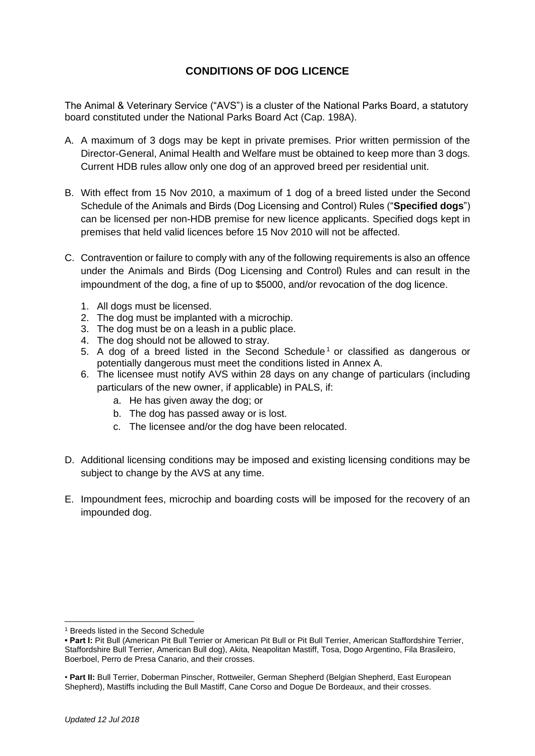# CONDITIONS OF DOG LICENCE

The Animal & Veterinary Service ("AVS") is a cluster of the National Parks Board, a statutory board constituted under the National Parks Board Act (Cap. 198A).

A. A maximum of 3 dogs may be kept in private premises. Prior written permission of the Director-General, Animal Health and Welfare must be obtained to keep more than 3 dogs. Current HDB rules allow only one dog of an approved breed per residential unit.

B. With effect from 15 Nov 2010, a maximum of 1 dog of a breed listed under the Second Schedule of the Animals and Birds (Dog Licensing and Control) Rules ("**Specified dogs**") can be licensed per non-HDB premise for new licence applicants. Specified dogs kept in premises that held valid licences before 15 Nov 2010 will not be affected.

C. Contravention or failure to comply with any of the following requirements is also an offence under the Animals and Birds (Dog Licensing and Control) Rules and can result in the impoundment of the dog, a fine of up to $5000, and/or revocation of the dog licence.

   1. All dogs must be licensed.
   2. The dog must be implanted with a microchip.
   3. The dog must be on a leash in a public place.
   4. The dog should not be allowed to stray.
   5. A dog of a breed listed in the Second Schedule[1] or classified as dangerous or potentially dangerous must meet the conditions listed in Annex A.
   6. The licensee must notify AVS within 28 days on any change of particulars (including particulars of the new owner, if applicable) in PALS, if:
      a. He has given away the dog; or
      b. The dog has passed away or is lost.
      c. The licensee and/or the dog have been relocated.

D. Additional licensing conditions may be imposed and existing licensing conditions may be subject to change by the AVS at any time.

E. Impoundment fees, microchip and boarding costs will be imposed for the recovery of an impounded dog.

---

[1] Breeds listed in the Second Schedule

- **Part I:** Pit Bull (American Pit Bull Terrier or American Pit Bull or Pit Bull Terrier, American Staffordshire Terrier, Staffordshire Bull Terrier, American Bull dog), Akita, Neapolitan Mastiff, Tosa, Dogo Argentino, Fila Brasileiro, Boerboel, Perro de Presa Canario, and their crosses.

- **Part II:** Bull Terrier, Doberman Pinscher, Rottweiler, German Shepherd (Belgian Shepherd, East European Shepherd), Mastiffs including the Bull Mastiff, Cane Corso and Dogue De Bordeaux, and their crosses.

*Updated 12 Jul 2018*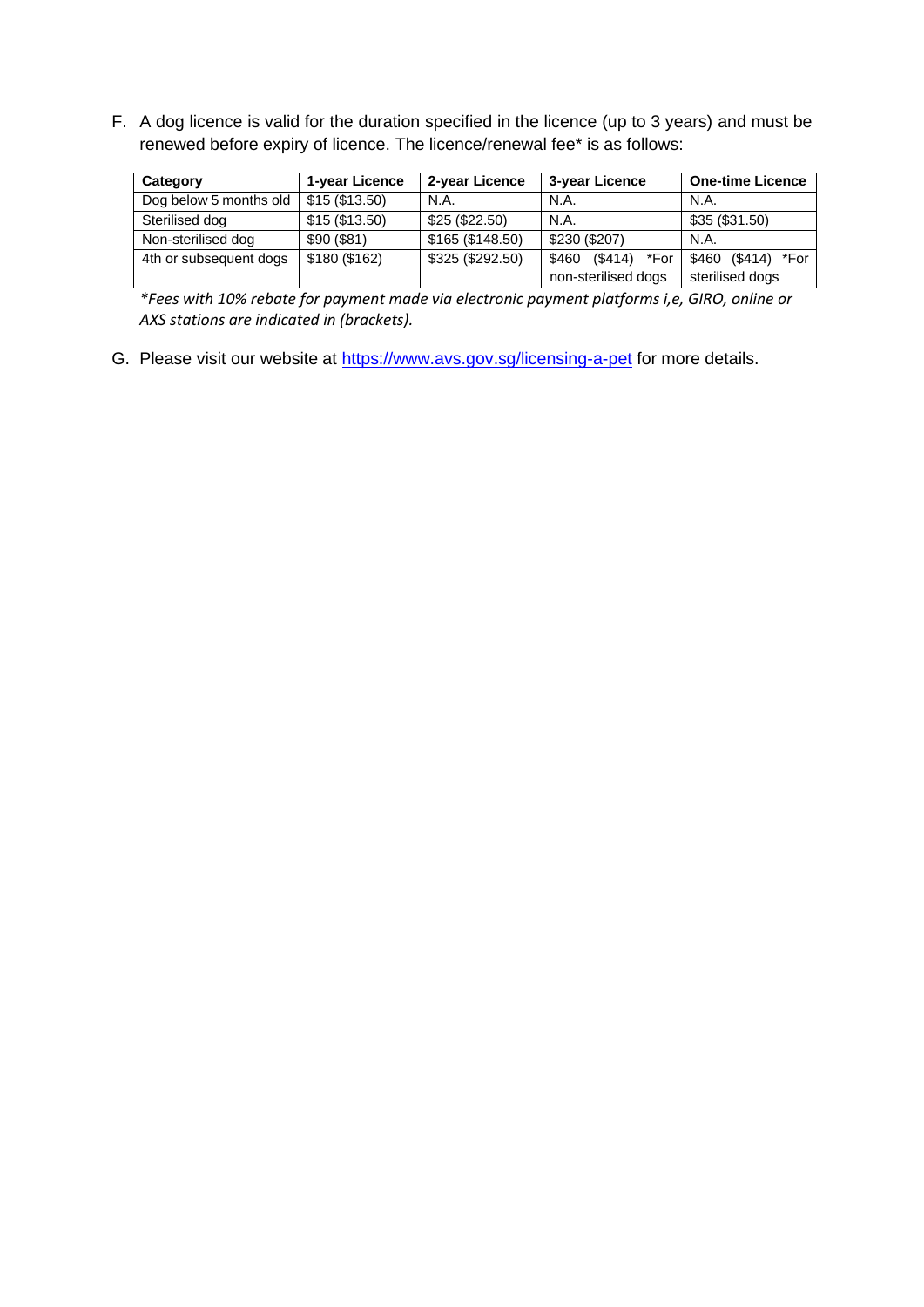F. A dog licence is valid for the duration specified in the licence (up to 3 years) and must be renewed before expiry of licence. The licence/renewal fee* is as follows:

| Category | 1-year Licence | 2-year Licence | 3-year Licence | One-time Licence |
|---|---|---|---|---|
| Dog below 5 months old | $15 ($13.50) | N.A. | N.A. | N.A. |
| Sterilised dog | $15 ($13.50) | $25 ($22.50) | N.A. | $35 ($31.50) |
| Non-sterilised dog | $90 ($81) | $165 ($148.50) | $230 ($207) | N.A. |
| 4th or subsequent dogs | $180 ($162) | $325 ($292.50) | $460 ($414) *For non-sterilised dogs | $460 ($414) *For sterilised dogs |

*\*Fees with 10% rebate for payment made via electronic payment platforms i,e, GIRO, online or AXS stations are indicated in (brackets).*

G. Please visit our website at https://www.avs.gov.sg/licensing-a-pet for more details.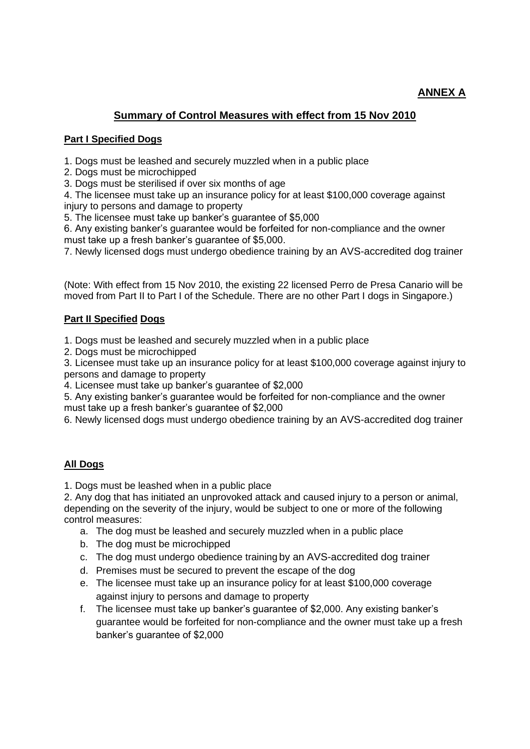**ANNEX A**

## Summary of Control Measures with effect from 15 Nov 2010

### Part I Specified Dogs

1. Dogs must be leashed and securely muzzled when in a public place
2. Dogs must be microchipped
3. Dogs must be sterilised if over six months of age
4. The licensee must take up an insurance policy for at least $100,000 coverage against injury to persons and damage to property
5. The licensee must take up banker's guarantee of $5,000
6. Any existing banker's guarantee would be forfeited for non-compliance and the owner must take up a fresh banker's guarantee of $5,000.
7. Newly licensed dogs must undergo obedience training by an AVS-accredited dog trainer

(Note: With effect from 15 Nov 2010, the existing 22 licensed Perro de Presa Canario will be moved from Part II to Part I of the Schedule. There are no other Part I dogs in Singapore.)

### Part II Specified Dogs

1. Dogs must be leashed and securely muzzled when in a public place
2. Dogs must be microchipped
3. Licensee must take up an insurance policy for at least $100,000 coverage against injury to persons and damage to property
4. Licensee must take up banker's guarantee of $2,000
5. Any existing banker's guarantee would be forfeited for non-compliance and the owner must take up a fresh banker's guarantee of $2,000
6. Newly licensed dogs must undergo obedience training by an AVS-accredited dog trainer

### All Dogs

1. Dogs must be leashed when in a public place
2. Any dog that has initiated an unprovoked attack and caused injury to a person or animal, depending on the severity of the injury, would be subject to one or more of the following control measures:
   a. The dog must be leashed and securely muzzled when in a public place
   b. The dog must be microchipped
   c. The dog must undergo obedience training by an AVS-accredited dog trainer
   d. Premises must be secured to prevent the escape of the dog
   e. The licensee must take up an insurance policy for at least $100,000 coverage against injury to persons and damage to property
   f. The licensee must take up banker's guarantee of $2,000. Any existing banker's guarantee would be forfeited for non-compliance and the owner must take up a fresh banker's guarantee of $2,000